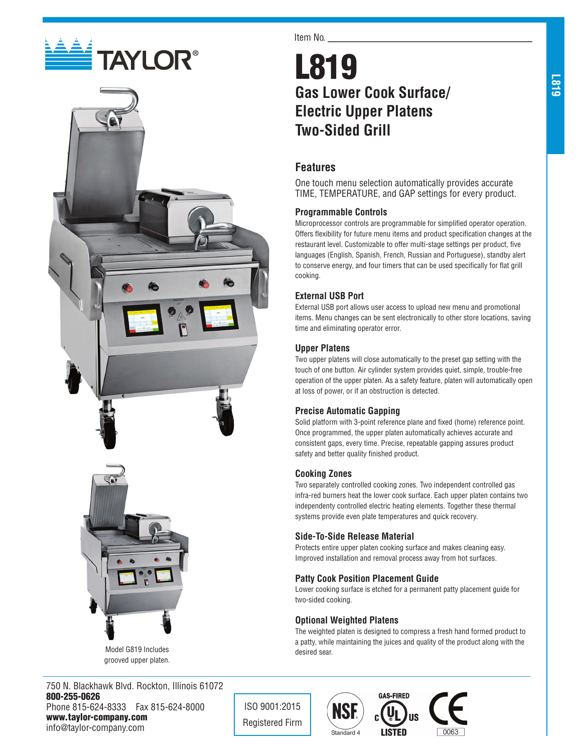TAYLOR®

Item No. ______________________

# L819

## Gas Lower Cook Surface/ Electric Upper Platens Two-Sided Grill

Model G819 Includes grooved upper platen.

## Features

One touch menu selection automatically provides accurate TIME, TEMPERATURE, and GAP settings for every product.

### Programmable Controls

Microprocessor controls are programmable for simplified operator operation. Offers flexibility for future menu items and product specification changes at the restaurant level. Customizable to offer multi-stage settings per product, five languages (English, Spanish, French, Russian and Portuguese), standby alert to conserve energy, and four timers that can be used specifically for flat grill cooking.

### External USB Port

External USB port allows user access to upload new menu and promotional items. Menu changes can be sent electronically to other store locations, saving time and eliminating operator error.

### Upper Platens

Two upper platens will close automatically to the preset gap setting with the touch of one button. Air cylinder system provides quiet, simple, trouble-free operation of the upper platen. As a safety feature, platen will automatically open at loss of power, or if an obstruction is detected.

### Precise Automatic Gapping

Solid platform with 3-point reference plane and fixed (home) reference point. Once programmed, the upper platen automatically achieves accurate and consistent gaps, every time. Precise, repeatable gapping assures product safety and better quality finished product.

### Cooking Zones

Two separately controlled cooking zones. Two independent controlled gas infra-red burners heat the lower cook surface. Each upper platen contains two independenty controlled electric heating elements. Together these thermal systems provide even plate temperatures and quick recovery.

### Side-To-Side Release Material

Protects entire upper platen cooking surface and makes cleaning easy. Improved installation and removal process away from hot surfaces.

### Patty Cook Position Placement Guide

Lower cooking surface is etched for a permanent patty placement guide for two-sided cooking.

### Optional Weighted Platens

The weighted platen is designed to compress a fresh hand formed product to a patty, while maintaining the juices and quality of the product along with the desired sear.

750 N. Blackhawk Blvd. Rockton, Illinois 61072
**800-255-0626**
Phone 815-624-8333 Fax 815-624-8000
**www.taylor-company.com**
info@taylor-company.com

ISO 9001:2015 Registered Firm

NSF Standard 4 | GAS-FIRED c UL US LISTED | CE 0063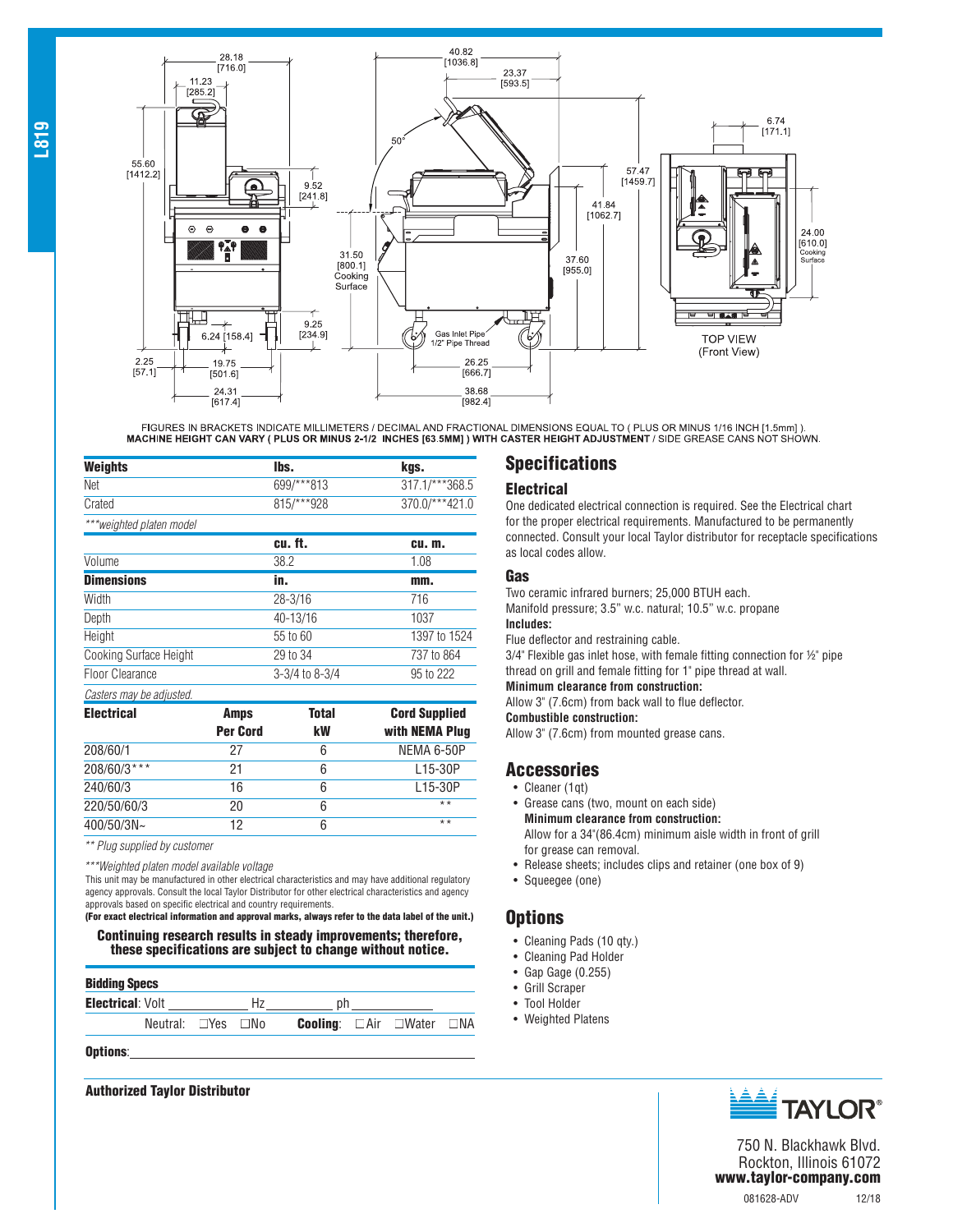FIGURES IN BRACKETS INDICATE MILLIMETERS / DECIMAL AND FRACTIONAL DIMENSIONS EQUAL TO ( PLUS OR MINUS 1/16 INCH [1.5mm] ).
MACHINE HEIGHT CAN VARY ( PLUS OR MINUS 2-1/2 INCHES [63.5MM] ) WITH CASTER HEIGHT ADJUSTMENT / SIDE GREASE CANS NOT SHOWN.

| Weights | lbs. | kgs. |
|---|---|---|
| Net | 699/***813 | 317.1/***368.5 |
| Crated | 815/***928 | 370.0/***421.0 |

*\*\*\*weighted platen model*

| | cu. ft. | cu. m. |
|---|---|---|
| Volume | 38.2 | 1.08 |

| Dimensions | in. | mm. |
|---|---|---|
| Width | 28-3/16 | 716 |
| Depth | 40-13/16 | 1037 |
| Height | 55 to 60 | 1397 to 1524 |
| Cooking Surface Height | 29 to 34 | 737 to 864 |
| Floor Clearance | 3-3/4 to 8-3/4 | 95 to 222 |

*Casters may be adjusted.*

| Electrical | Amps Per Cord | Total kW | Cord Supplied with NEMA Plug |
|---|---|---|---|
| 208/60/1 | 27 | 6 | NEMA 6-50P |
| 208/60/3*** | 21 | 6 | L15-30P |
| 240/60/3 | 16 | 6 | L15-30P |
| 220/50/60/3 | 20 | 6 | ** |
| 400/50/3N~ | 12 | 6 | ** |

*\*\* Plug supplied by customer*

*\*\*\*Weighted platen model available voltage*

This unit may be manufactured in other electrical characteristics and may have additional regulatory agency approvals. Consult the local Taylor Distributor for other electrical characteristics and agency approvals based on specific electrical and country requirements.

**(For exact electrical information and approval marks, always refer to the data label of the unit.)**

**Continuing research results in steady improvements; therefore, these specifications are subject to change without notice.**

**Bidding Specs**

**Electrical**: Volt ____________ Hz ____________ ph ____________

Neutral: ☐Yes ☐No **Cooling**: ☐Air ☐Water ☐NA

**Options**: ____________________________

**Authorized Taylor Distributor**

## Specifications

### Electrical

One dedicated electrical connection is required. See the Electrical chart for the proper electrical requirements. Manufactured to be permanently connected. Consult your local Taylor distributor for receptacle specifications as local codes allow.

### Gas

Two ceramic infrared burners; 25,000 BTUH each.

Manifold pressure; 3.5" w.c. natural; 10.5" w.c. propane

**Includes:**

Flue deflector and restraining cable.

3/4" Flexible gas inlet hose, with female fitting connection for ½" pipe thread on grill and female fitting for 1" pipe thread at wall.

**Minimum clearance from construction:**

Allow 3" (7.6cm) from back wall to flue deflector.

**Combustible construction:**

Allow 3" (7.6cm) from mounted grease cans.

## Accessories

- Cleaner (1qt)
- Grease cans (two, mount on each side)
  **Minimum clearance from construction:**
  Allow for a 34"(86.4cm) minimum aisle width in front of grill for grease can removal.
- Release sheets; includes clips and retainer (one box of 9)
- Squeegee (one)

## Options

- Cleaning Pads (10 qty.)
- Cleaning Pad Holder
- Gap Gage (0.255)
- Grill Scraper
- Tool Holder
- Weighted Platens

TAYLOR®

750 N. Blackhawk Blvd.
Rockton, Illinois 61072
**www.taylor-company.com**

081628-ADV 12/18